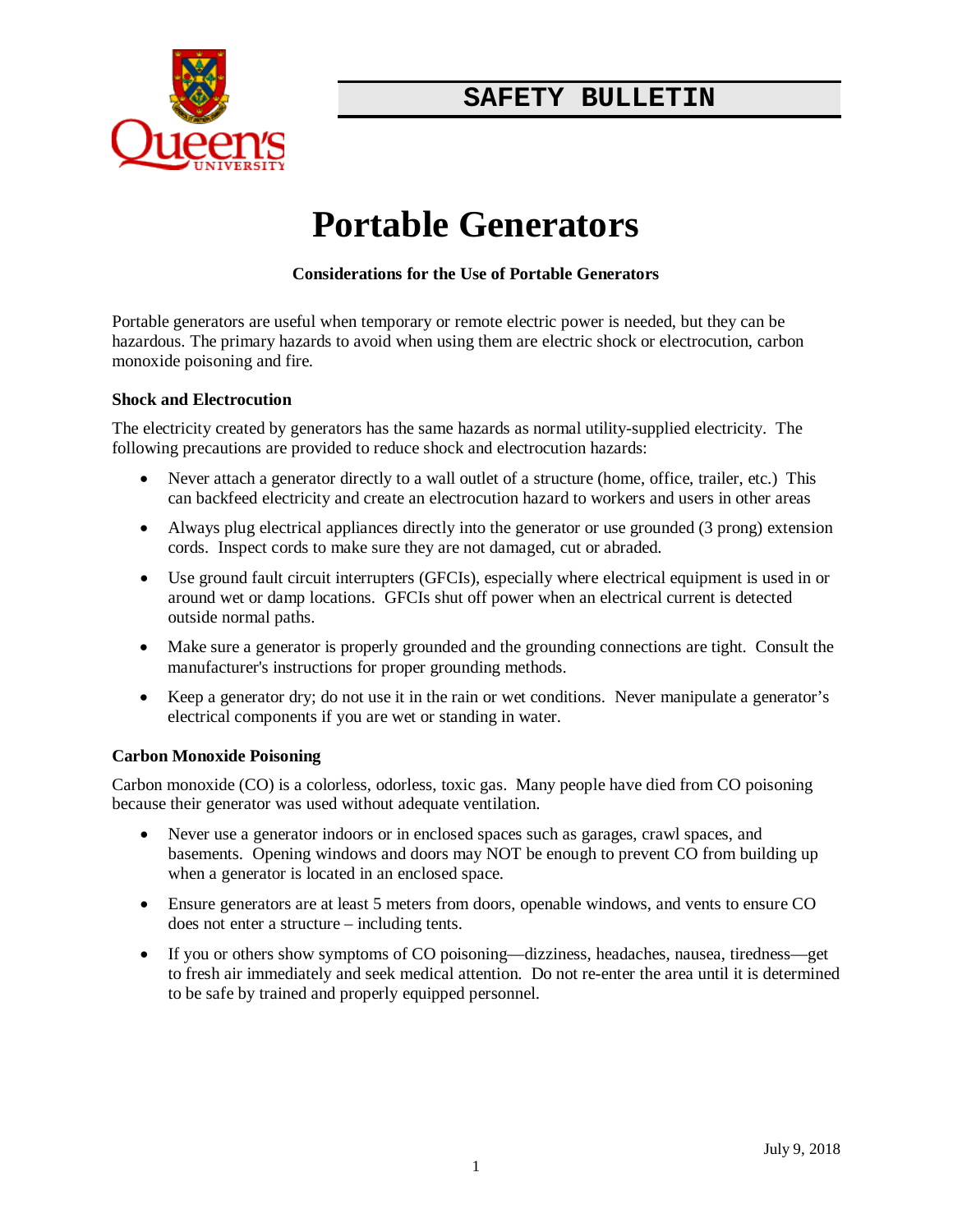SAFETY BULLETIN

# Portable Generators

**Considerations for the Use of Portable Generators**

Portable generators are useful when temporary or remote electric power is needed, but they can be hazardous. The primary hazards to avoid when using them are electric shock or electrocution, carbon monoxide poisoning and fire.

**Shock and Electrocution**

The electricity created by generators has the same hazards as normal utility-supplied electricity. The following precautions are provided to reduce shock and electrocution hazards:

- Never attach a generator directly to a wall outlet of a structure (home, office, trailer, etc.) This can backfeed electricity and create an electrocution hazard to workers and users in other areas
- Always plug electrical appliances directly into the generator or use grounded (3 prong) extension cords. Inspect cords to make sure they are not damaged, cut or abraded.
- Use ground fault circuit interrupters (GFCIs), especially where electrical equipment is used in or around wet or damp locations. GFCIs shut off power when an electrical current is detected outside normal paths.
- Make sure a generator is properly grounded and the grounding connections are tight. Consult the manufacturer's instructions for proper grounding methods.
- Keep a generator dry; do not use it in the rain or wet conditions. Never manipulate a generator's electrical components if you are wet or standing in water.

**Carbon Monoxide Poisoning**

Carbon monoxide (CO) is a colorless, odorless, toxic gas. Many people have died from CO poisoning because their generator was used without adequate ventilation.

- Never use a generator indoors or in enclosed spaces such as garages, crawl spaces, and basements. Opening windows and doors may NOT be enough to prevent CO from building up when a generator is located in an enclosed space.
- Ensure generators are at least 5 meters from doors, openable windows, and vents to ensure CO does not enter a structure – including tents.
- If you or others show symptoms of CO poisoning—dizziness, headaches, nausea, tiredness—get to fresh air immediately and seek medical attention. Do not re-enter the area until it is determined to be safe by trained and properly equipped personnel.

July 9, 2018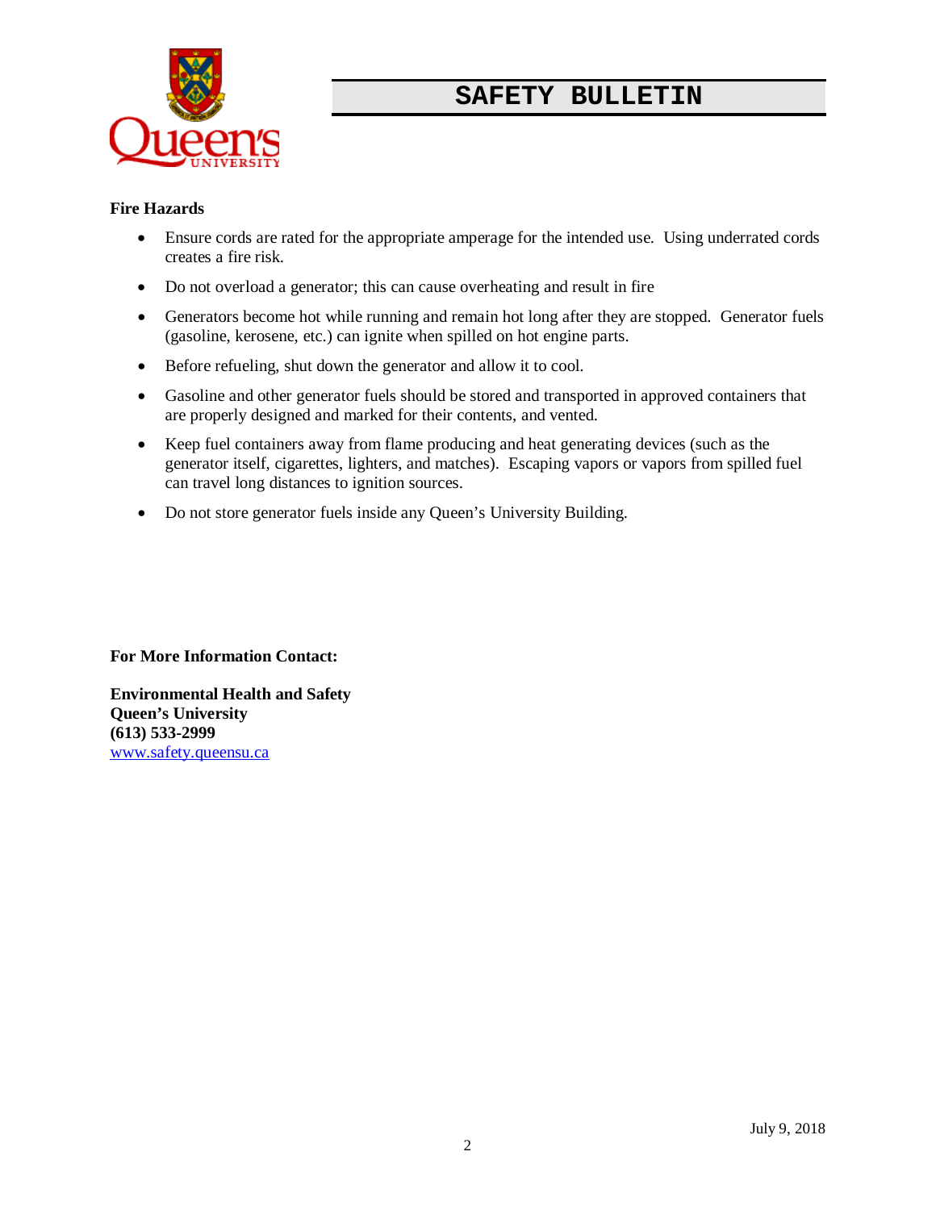# SAFETY BULLETIN

**Fire Hazards**

- Ensure cords are rated for the appropriate amperage for the intended use. Using underrated cords creates a fire risk.
- Do not overload a generator; this can cause overheating and result in fire
- Generators become hot while running and remain hot long after they are stopped. Generator fuels (gasoline, kerosene, etc.) can ignite when spilled on hot engine parts.
- Before refueling, shut down the generator and allow it to cool.
- Gasoline and other generator fuels should be stored and transported in approved containers that are properly designed and marked for their contents, and vented.
- Keep fuel containers away from flame producing and heat generating devices (such as the generator itself, cigarettes, lighters, and matches). Escaping vapors or vapors from spilled fuel can travel long distances to ignition sources.
- Do not store generator fuels inside any Queen's University Building.

**For More Information Contact:**

**Environmental Health and Safety**
**Queen's University**
**(613) 533-2999**
[www.safety.queensu.ca](www.safety.queensu.ca)

July 9, 2018